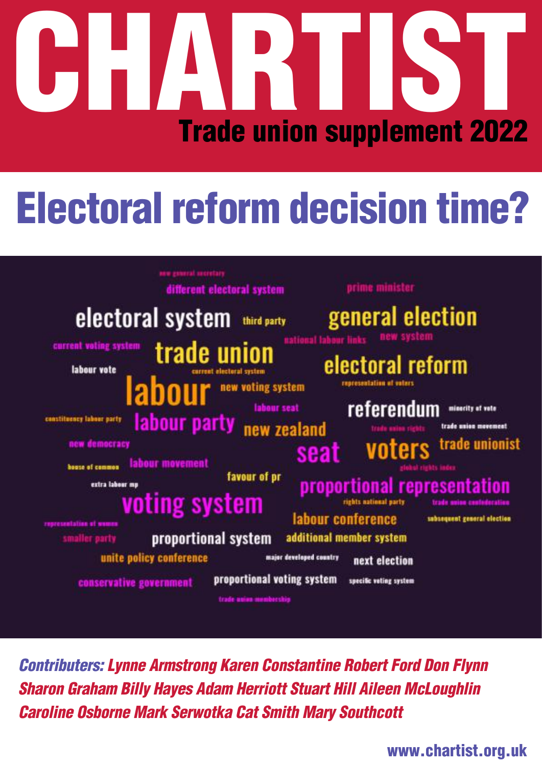# CHARTIST

## Trade union supplement 2022

# Electoral reform decision time?

new general secretary
different electoral system
prime minister
electoral system
third party
general election
current voting system
trade union
national labour links
new system
labour vote
current electoral system
electoral reform
labour
new voting system
representation of voters
labour seat
referendum
minority of vote
constituency labour party
labour party
new zealand
trade union rights
trade union movement
new democracy
seat
voters
trade unionist
house of commons
labour movement
global rights index
favour of pr
extra labour mp
proportional representation
voting system
rights national party
trade union confederation
labour conference
subsequent general election
representation of women
smaller party
proportional system
additional member system
unite policy conference
major developed country
next election
conservative government
proportional voting system
specific voting system
trade union membership

***Contributers:*** ***Lynne Armstrong Karen Constantine Robert Ford Don Flynn Sharon Graham Billy Hayes Adam Herriott Stuart Hill Aileen McLoughlin Caroline Osborne Mark Serwotka Cat Smith Mary Southcott***

www.chartist.org.uk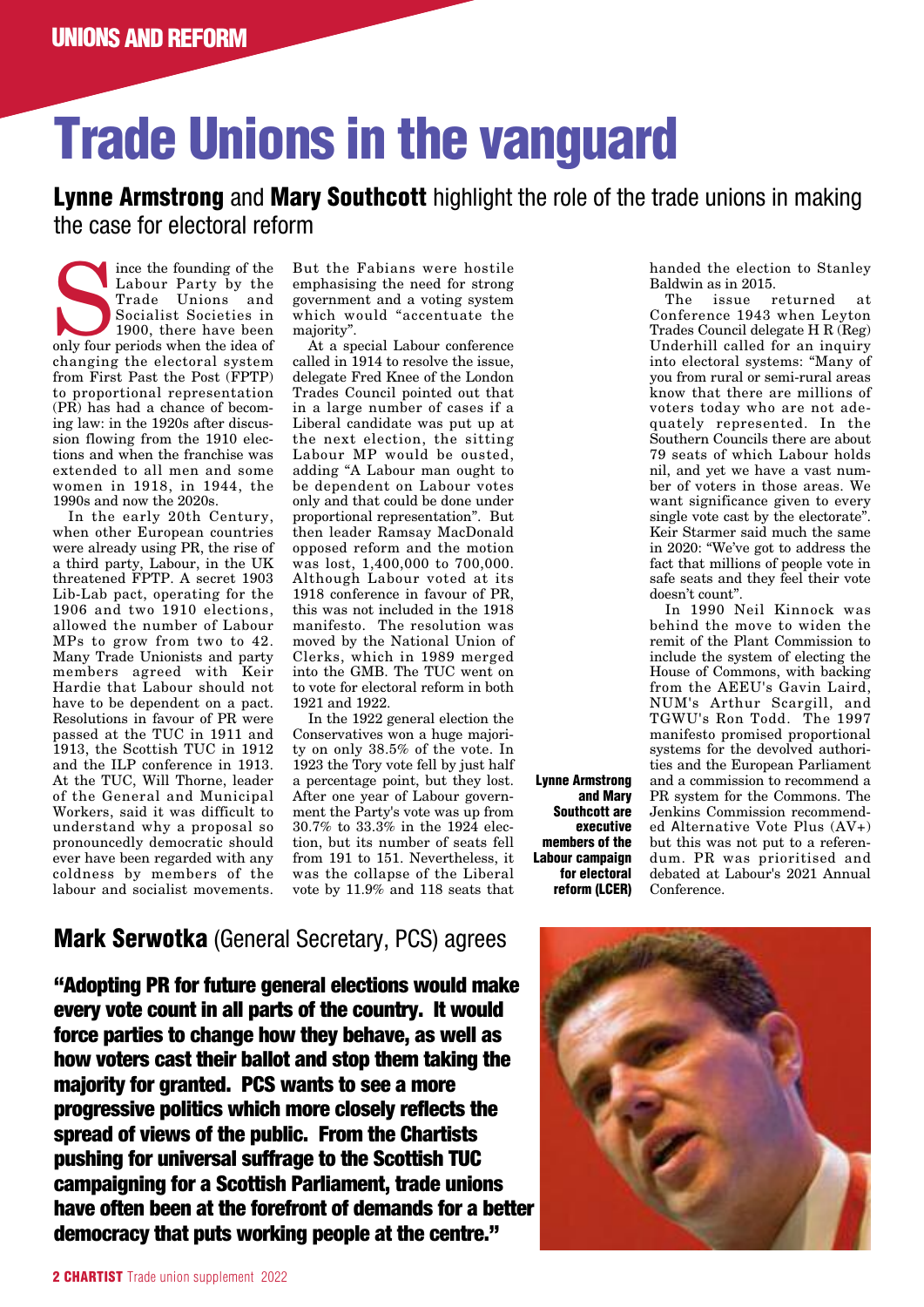UNIONS AND REFORM

# Trade Unions in the vanguard

**Lynne Armstrong** and **Mary Southcott** highlight the role of the trade unions in making the case for electoral reform

Since the founding of the Labour Party by the Trade Unions and Socialist Societies in 1900, there have been only four periods when the idea of changing the electoral system from First Past the Post (FPTP) to proportional representation (PR) has had a chance of becoming law: in the 1920s after discussion flowing from the 1910 elections and when the franchise was extended to all men and some women in 1918, in 1944, the 1990s and now the 2020s.

In the early 20th Century, when other European countries were already using PR, the rise of a third party, Labour, in the UK threatened FPTP. A secret 1903 Lib-Lab pact, operating for the 1906 and two 1910 elections, allowed the number of Labour MPs to grow from two to 42. Many Trade Unionists and party members agreed with Keir Hardie that Labour should not have to be dependent on a pact. Resolutions in favour of PR were passed at the TUC in 1911 and 1913, the Scottish TUC in 1912 and the ILP conference in 1913. At the TUC, Will Thorne, leader of the General and Municipal Workers, said it was difficult to understand why a proposal so pronouncedly democratic should ever have been regarded with such coldness by members of the labour and socialist movements.

But the Fabians were hostile emphasising the need for strong government and a voting system which would "accentuate the majority".

At a special Labour conference called in 1914 to resolve the issue, delegate Fred Knee of the London Trades Council pointed out that in a large number of cases if a Liberal candidate was put up at the next election, the sitting Labour MP would be ousted, adding "A Labour man ought to be dependent on Labour votes only and that could be done under proportional representation". But then leader Ramsay MacDonald opposed reform and the motion was lost, 1,400,000 to 700,000. Although Labour voted at its 1918 conference in favour of PR, this was not included in the 1918 manifesto. The resolution was moved by the National Union of Clerks, which in 1989 merged into the GMB. The TUC went on to vote for electoral reform in both 1921 and 1922.

In the 1922 general election the Conservatives won a huge majority on only 38.5% of the vote. In 1923 the Tory vote fell by just half a percentage point, but they lost. After one year of Labour government the Party's vote was up from 30.7% to 33.3% in the 1924 election, but its number of seats fell from 191 to 151. Nevertheless, it was the collapse of the Liberal vote by 11.9% and 118 seats that handed the election to Stanley Baldwin as in 2015.

The issue returned at Conference 1943 when Leyton Trades Council delegate H R (Reg) Underhill called for an inquiry into electoral systems: "Many of you from rural or semi-rural areas know that there are millions of voters today who are not adequately represented. In the Southern Councils there are about 79 seats of which Labour holds nil, and yet we have a vast number of voters in those areas. We want significance given to every single vote cast by the electorate". Keir Starmer said much the same in 2020: "We've got to address the fact that millions of people vote in safe seats and they feel their vote doesn't count".

In 1990 Neil Kinnock was behind the move to widen the remit of the Plant Commission to include the system of electing the House of Commons, with backing from the AEEU's Gavin Laird, NUM's Arthur Scargill, and TGWU's Ron Todd. The 1997 manifesto promised proportional systems for the devolved authorities and the European Parliament and a commission to recommend a PR system for the Commons. The Jenkins Commission recommended Alternative Vote Plus (AV+) but this was not put to a referendum. PR was prioritised and debated at Labour's 2021 Annual Conference.

**Lynne Armstrong and Mary Southcott are executive members of the Labour campaign for electoral reform (LCER)**

## Mark Serwotka (General Secretary, PCS) agrees

**"Adopting PR for future general elections would make every vote count in all parts of the country. It would force parties to change how they behave, as well as how voters cast their ballot and stop them taking the majority for granted. PCS wants to see a more progressive politics which more closely reflects the spread of views of the public. From the Chartists pushing for universal suffrage to the Scottish TUC campaigning for a Scottish Parliament, trade unions have often been at the forefront of demands for a better democracy that puts working people at the centre."**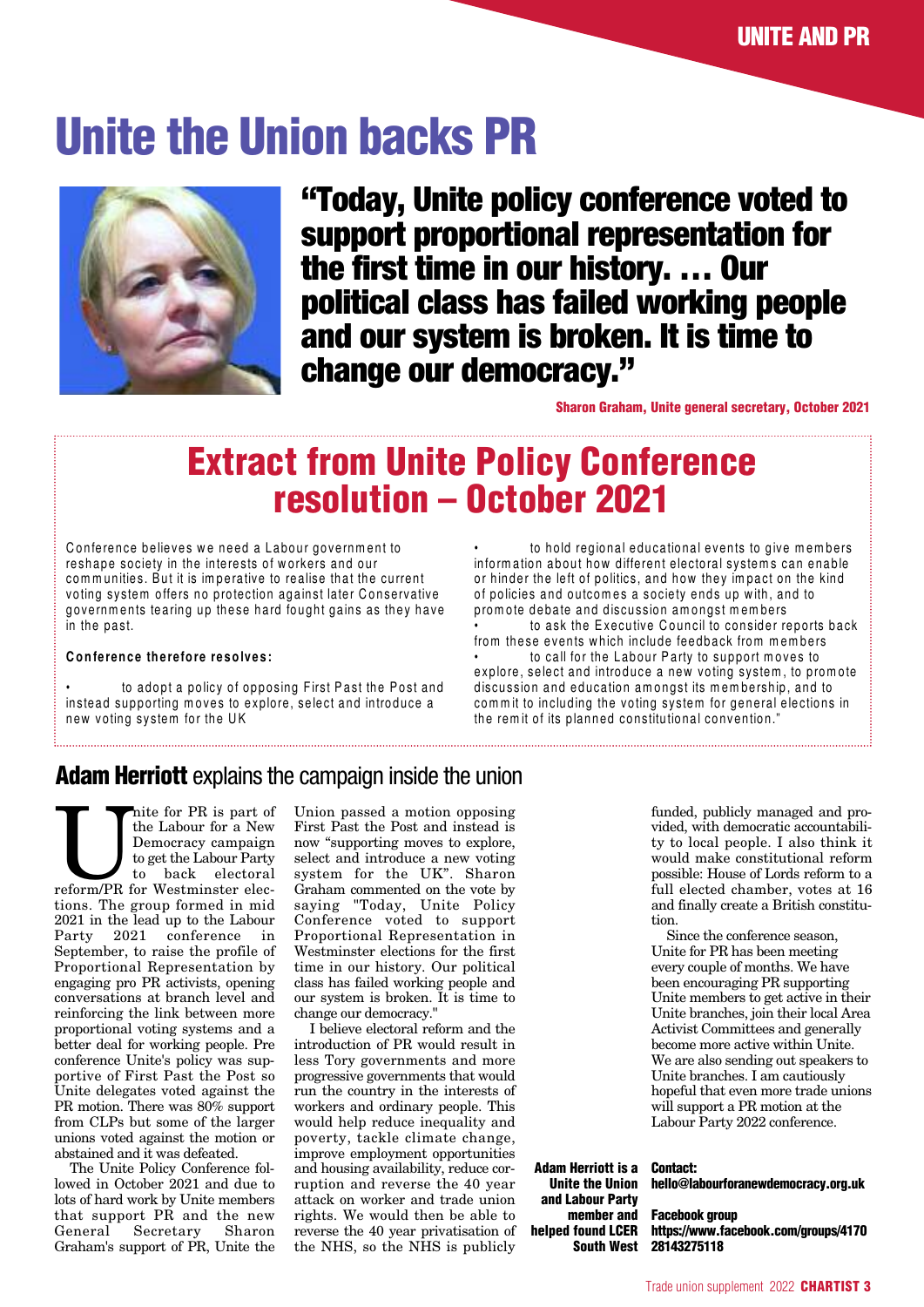# Unite the Union backs PR

**"Today, Unite policy conference voted to support proportional representation for the first time in our history. … Our political class has failed working people and our system is broken. It is time to change our democracy."**

Sharon Graham, Unite general secretary, October 2021

## Extract from Unite Policy Conference resolution – October 2021

Conference believes we need a Labour government to reshape society in the interests of workers and our communities. But it is imperative to realise that the current voting system offers no protection against later Conservative governments tearing up these hard fought gains as they have in the past.

**Conference therefore resolves:**

- to adopt a policy of opposing First Past the Post and instead supporting moves to explore, select and introduce a new voting system for the UK
- to hold regional educational events to give members information about how different electoral systems can enable or hinder the left of politics, and how they impact on the kind of policies and outcomes a society ends up with, and to promote debate and discussion amongst members
- to ask the Executive Council to consider reports back from these events which include feedback from members
- to call for the Labour Party to support moves to explore, select and introduce a new voting system, to promote discussion and education amongst its membership, and to commit to including the voting system for general elections in the remit of its planned constitutional convention."

## **Adam Herriott** explains the campaign inside the union

Unite for PR is part of the Labour for a New Democracy campaign to get the Labour Party to back electoral reform/PR for Westminster elections. The group formed in mid 2021 in the lead up to the Labour Party 2021 conference in September, to raise the profile of Proportional Representation by engaging pro PR activists, opening conversations at branch level and reinforcing the link between more proportional voting systems and a better deal for working people. Pre conference Unite's policy was supportive of First Past the Post so Unite delegates voted against the PR motion. There was 80% support from CLPs but some of the larger unions voted against the motion or abstained and it was defeated.

The Unite Policy Conference followed in October 2021 and due to lots of hard work by Unite members that support PR and the new General Secretary Sharon Graham's support of PR, Unite the Union passed a motion opposing First Past the Post and instead is now "supporting moves to explore, select and introduce a new voting system for the UK". Sharon Graham commented on the vote by saying "Today, Unite Policy Conference voted to support Proportional Representation in Westminster elections for the first time in our history. Our political class has failed working people and our system is broken. It is time to change our democracy."

I believe electoral reform and the introduction of PR would result in less Tory governments and more progressive governments that would run the country in the interests of workers and ordinary people. This would help reduce inequality and poverty, tackle climate change, improve employment opportunities and housing availability, reduce corruption and reverse the 40 year attack on worker and trade union rights. We would then be able to reverse the 40 year privatisation of the NHS, so the NHS is publicly funded, publicly managed and provided, with democratic accountability to local people. I also think it would make constitutional reform possible: House of Lords reform to a full elected chamber, votes at 16 and finally create a British constitution.

Since the conference season, Unite for PR has been meeting every couple of months. We have been encouraging PR supporting Unite members to get active in their Unite branches, join their local Area Activist Committees and generally become more active within Unite. We are also sending out speakers to Unite branches. I am cautiously hopeful that even more trade unions will support a PR motion at the Labour Party 2022 conference.

**Adam Herriott is a Unite the Union and Labour Party member and helped found LCER South West**

**Contact:**
**hello@labourforanewdemocracy.org.uk**

**Facebook group**
**https://www.facebook.com/groups/417028143275118**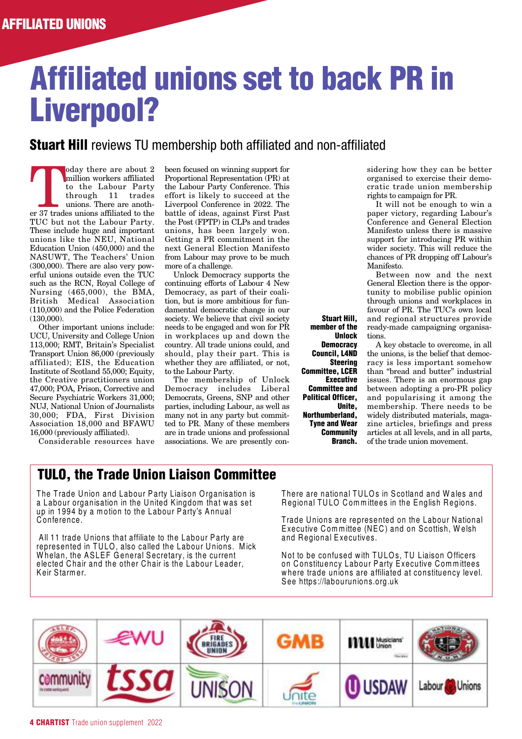AFFILIATED UNIONS

# Affiliated unions set to back PR in Liverpool?

## **Stuart Hill** reviews TU membership both affiliated and non-affiliated

Today there are about 2 million workers affiliated to the Labour Party through 11 trades unions. There are another 37 trades unions affiliated to the TUC but not the Labour Party. These include huge and important unions like the NEU, National Education Union (450,000) and the NASUWT, The Teachers' Union (300,000). There are also very powerful unions outside even the TUC such as the RCN, Royal College of Nursing (465,000), the BMA, British Medical Association (110,000) and the Police Federation (130,000).

Other important unions include: UCU, University and College Union 113,000; RMT, Britain's Specialist Transport Union 86,000 (previously affiliated); EIS, the Education Institute of Scotland 55,000; Equity, the Creative practitioners union 47,000; POA, Prison, Corrective and Secure Psychiatric Workers 31,000; NUJ, National Union of Journalists 30,000; FDA, First Division Association 18,000 and BFAWU 16,000 (previously affiliated).

Considerable resources have been focused on winning support for Proportional Representation (PR) at the Labour Party Conference. This effort is likely to succeed at the Liverpool Conference in 2022. The battle of ideas, against First Past the Post (FPTP) in CLPs and trades unions, has been largely won. Getting a PR commitment in the next General Election Manifesto from Labour may prove to be much more of a challenge.

Unlock Democracy supports the continuing efforts of Labour 4 New Democracy, as part of their coalition, but is more ambitious for fundamental democratic change in our society. We believe that civil society needs to be engaged and won for PR in workplaces up and down the country. All trade unions could, and should, play their part. This is whether they are affiliated, or not, to the Labour Party.

The membership of Unlock Democracy includes Liberal Democrats, Greens, SNP and other parties, including Labour, as well as many not in any party but committed to PR. Many of these members are in trade unions and professional associations. We are presently considering how they can be better organised to exercise their democratic trade union membership rights to campaign for PR.

It will not be enough to win a paper victory, regarding Labour's Conference and General Election Manifesto unless there is massive support for introducing PR within wider society. This will reduce the chances of PR dropping off Labour's Manifesto.

Between now and the next General Election there is the opportunity to mobilise public opinion through unions and workplaces in favour of PR. The TUC's own local and regional structures provide ready-made campaigning organisations.

A key obstacle to overcome, in all the unions, is the belief that democracy is less important somehow than "bread and butter" industrial issues. There is an enormous gap between adopting a pro-PR policy and popularising it among the membership. There needs to be widely distributed materials, magazine articles, briefings and press articles at all levels, and in all parts, of the trade union movement.

**Stuart Hill, member of the Unlock Democracy Council, L4ND Steering Committee, LCER Executive Committee and Political Officer, Unite, Northumberland, Tyne and Wear Community Branch.**

## TULO, the Trade Union Liaison Committee

The Trade Union and Labour Party Liaison Organisation is a Labour organisation in the United Kingdom that was set up in 1994 by a motion to the Labour Party's Annual Conference.

All 11 trade Unions that affiliate to the Labour Party are represented in TULO, also called the Labour Unions. Mick Whelan, the ASLEF General Secretary, is the current elected Chair and the other Chair is the Labour Leader, Keir Starmer.

There are national TULOs in Scotland and Wales and Regional TULO Committees in the English Regions.

Trade Unions are represented on the Labour National Executive Committee (NEC) and on Scottish, Welsh and Regional Executives.

Not to be confused with TULOs, TU Liaison Officers on Constituency Labour Party Executive Committees where trade unions are affiliated at constituency level. See https://labourunions.org.uk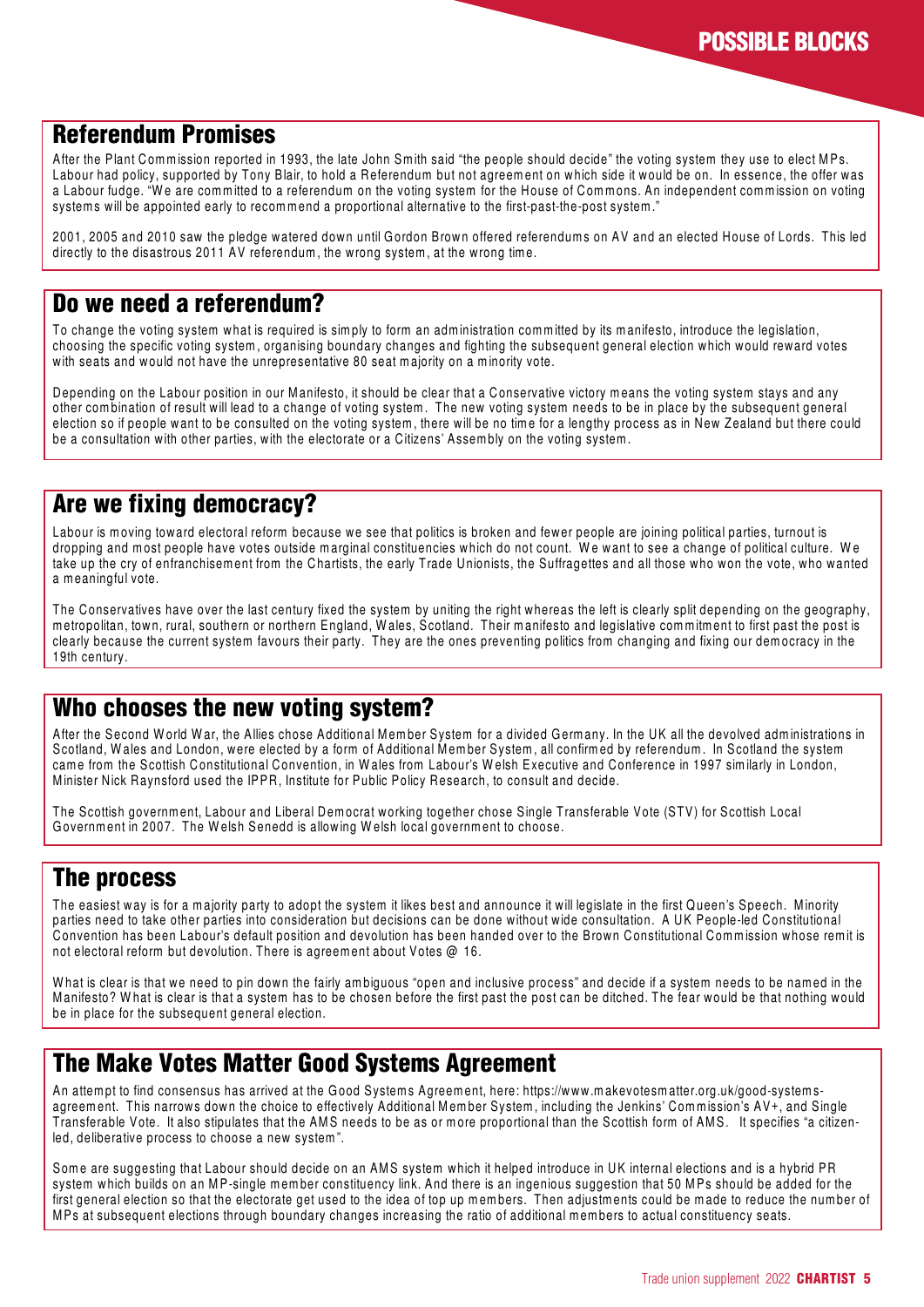# POSSIBLE BLOCKS

## Referendum Promises

After the Plant Commission reported in 1993, the late John Smith said "the people should decide" the voting system they use to elect MPs. Labour had policy, supported by Tony Blair, to hold a Referendum but not agreement on which side it would be on. In essence, the offer was a Labour fudge. "We are committed to a referendum on the voting system for the House of Commons. An independent commission on voting systems will be appointed early to recommend a proportional alternative to the first-past-the-post system."

2001, 2005 and 2010 saw the pledge watered down until Gordon Brown offered referendums on AV and an elected House of Lords. This led directly to the disastrous 2011 AV referendum, the wrong system, at the wrong time.

## Do we need a referendum?

To change the voting system what is required is simply to form an administration committed by its manifesto, introduce the legislation, choosing the specific voting system, organising boundary changes and fighting the subsequent general election which would reward votes with seats and would not have the unrepresentative 80 seat majority on a minority vote.

Depending on the Labour position in our Manifesto, it should be clear that a Conservative victory means the voting system stays and any other combination of result will lead to a change of voting system. The new voting system needs to be in place by the subsequent general election so if people want to be consulted on the voting system, there will be no time for a lengthy process as in New Zealand but there could be a consultation with other parties, with the electorate or a Citizens' Assembly on the voting system.

## Are we fixing democracy?

Labour is moving toward electoral reform because we see that politics is broken and fewer people are joining political parties, turnout is dropping and most people have votes outside marginal constituencies which do not count. We want to see a change of political culture. We take up the cry of enfranchisement from the Chartists, the early Trade Unionists, the Suffragettes and all those who won the vote, who wanted a meaningful vote.

The Conservatives have over the last century fixed the system by uniting the right whereas the left is clearly split depending on the geography, metropolitan, town, rural, southern or northern England, Wales, Scotland. Their manifesto and legislative commitment to first past the post is clearly because the current system favours their party. They are the ones preventing politics from changing and fixing our democracy in the 19th century.

## Who chooses the new voting system?

After the Second World War, the Allies chose Additional Member System for a divided Germany. In the UK all the devolved administrations in Scotland, Wales and London, were elected by a form of Additional Member System, all confirmed by referendum. In Scotland the system came from the Scottish Constitutional Convention, in Wales from Labour's Welsh Executive and Conference in 1997 similarly in London, Minister Nick Raynsford used the IPPR, Institute for Public Policy Research, to consult and decide.

The Scottish government, Labour and Liberal Democrat working together chose Single Transferable Vote (STV) for Scottish Local Government in 2007. The Welsh Senedd is allowing Welsh local government to choose.

## The process

The easiest way is for a majority party to adopt the system it likes best and announce it will legislate in the first Queen's Speech. Minority parties need to take other parties into consideration but decisions can be done without wide consultation. A UK People-led Constitutional Convention has been Labour's default position and devolution has been handed over to the Brown Constitutional Commission whose remit is not electoral reform but devolution. There is agreement about Votes @ 16.

What is clear is that we need to pin down the fairly ambiguous "open and inclusive process" and decide if a system needs to be named in the Manifesto? What is clear is that a system has to be chosen before the first past the post can be ditched. The fear would be that nothing would be in place for the subsequent general election.

## The Make Votes Matter Good Systems Agreement

An attempt to find consensus has arrived at the Good Systems Agreement, here: https://www.makevotesmatter.org.uk/good-systems-agreement. This narrows down the choice to effectively Additional Member System, including the Jenkins' Commission's AV+, and Single Transferable Vote. It also stipulates that the AMS needs to be as or more proportional than the Scottish form of AMS. It specifies "a citizen-led, deliberative process to choose a new system".

Some are suggesting that Labour should decide on an AMS system which it helped introduce in UK internal elections and is a hybrid PR system which builds on an MP-single member constituency link. And there is an ingenious suggestion that 50 MPs should be added for the first general election so that the electorate get used to the idea of top up members. Then adjustments could be made to reduce the number of MPs at subsequent elections through boundary changes increasing the ratio of additional members to actual constituency seats.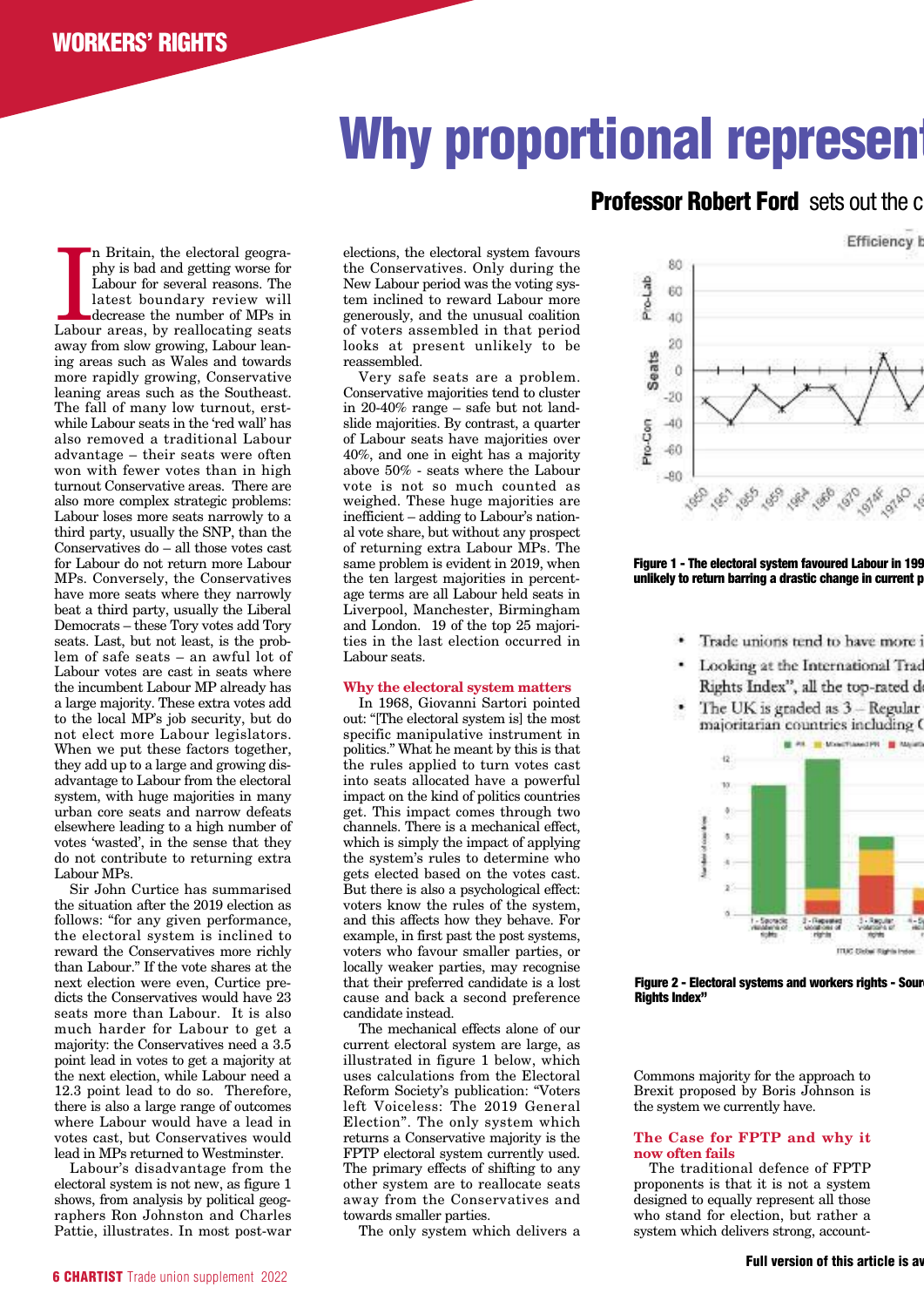WORKERS' RIGHTS

# Why proportional represent

## Professor Robert Ford sets out the c

In Britain, the electoral geography is bad and getting worse for Labour for several reasons. The latest boundary review will decrease the number of MPs in Labour areas, by reallocating seats away from slow growing, Labour leaning areas such as Wales and towards more rapidly growing, Conservative leaning areas such as the Southeast. The fall of many low turnout, erstwhile Labour seats in the 'red wall' has also removed a traditional Labour advantage – their seats were often won with fewer votes than in high turnout Conservative areas. There are also more complex strategic problems: Labour loses more seats narrowly to a third party, usually the SNP, than the Conservatives do – all those votes cast for Labour do not return more Labour MPs. Conversely, the Conservatives have more seats where they narrowly beat a third party, usually the Liberal Democrats – these Tory votes add Tory seats. Last, but not least, is the problem of safe seats – an awful lot of Labour votes are cast in seats where the incumbent Labour MP already has a large majority. These extra votes add to the local MP's job security, but do not elect more Labour legislators. When we put these factors together, they add up to a large and growing disadvantage to Labour from the electoral system, with huge majorities in many urban core seats and narrow defeats elsewhere leading to a high number of votes 'wasted', in the sense that they do not contribute to returning extra Labour MPs.

Sir John Curtice has summarised the situation after the 2019 election as follows: "for any given performance, the electoral system is inclined to reward the Conservatives more richly than Labour." If the vote shares at the next election were even, Curtice predicts the Conservatives would have 23 seats more than Labour. It is also much harder for Labour to get a majority: the Conservatives need a 3.5 point lead in votes to get a majority at the next election, while Labour need a 12.3 point lead to do so. Therefore, there is also a large range of outcomes where Labour would have a lead in votes cast, but Conservatives would lead in MPs returned to Westminster.

Labour's disadvantage from the electoral system is not new, as figure 1 shows, from analysis by political geographers Ron Johnston and Charles Pattie, illustrates. In most post-war elections, the electoral system favours the Conservatives. Only during the New Labour period was the voting system inclined to reward Labour more generously, and the unusual coalition of voters assembled in that period looks at present unlikely to be reassembled.

Very safe seats are a problem. Conservative majorities tend to cluster in 20-40% range – safe but not landslide majorities. By contrast, a quarter of Labour seats have majorities over 40%, and one in eight has a majority above 50% - seats where the Labour vote is not so much counted as weighed. These huge majorities are inefficient – adding to Labour's national vote share, but without any prospect of returning extra Labour MPs. The same problem is evident in 2019, when the ten largest majorities in percentage terms are all Labour held seats in Liverpool, Manchester, Birmingham and London. 19 of the top 25 majorities in the last election occurred in Labour seats.

### Why the electoral system matters

In 1968, Giovanni Sartori pointed out: "[The electoral system is] the most specific manipulative instrument in politics." What he meant by this is that the rules applied to turn votes cast into seats allocated have a powerful impact on the kind of politics countries get. This impact comes through two channels. There is a mechanical effect, which is simply the impact of applying the system's rules to determine who gets elected based on the votes cast. But there is also a psychological effect: voters know the rules of the system, and this affects how they behave. For example, in first past the post systems, voters who favour smaller parties, or locally weaker parties, may recognise that their preferred candidate is a lost cause and back a second preference candidate instead.

The mechanical effects alone of our current electoral system are large, as illustrated in figure 1 below, which uses calculations from the Electoral Reform Society's publication: "Voters left Voiceless: The 2019 General Election". The only system which returns a Conservative majority is the FPTP electoral system currently used. The primary effects of shifting to any other system are to reallocate seats away from the Conservatives and towards smaller parties.

The only system which delivers a

**Figure 1 - The electoral system favoured Labour in 199 unlikely to return barring a drastic change in current p**

- Trade unions tend to have more i
- Looking at the International Trad Rights Index", all the top-rated d
- The UK is graded as 3 – Regular majoritarian countries including C

**Figure 2 - Electoral systems and workers rights - Sour Rights Index"**

Commons majority for the approach to Brexit proposed by Boris Johnson is the system we currently have.

### The Case for FPTP and why it now often fails

The traditional defence of FPTP proponents is that it is not a system designed to equally represent all those who stand for election, but rather a system which delivers strong, account-

**Full version of this article is av**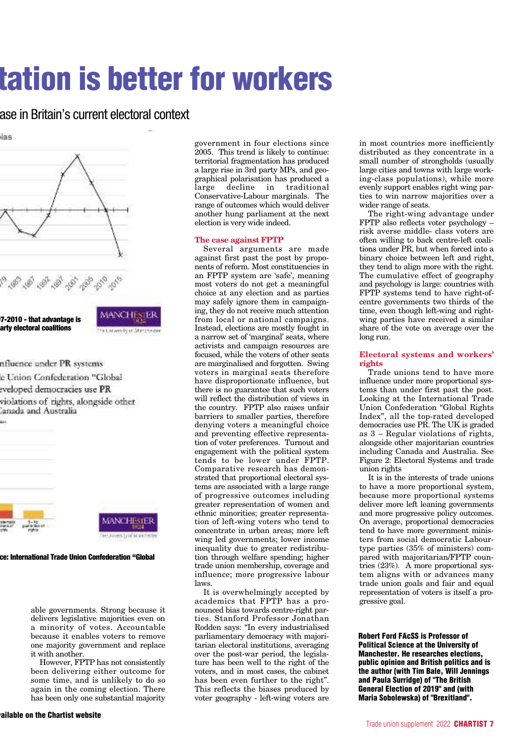# tation is better for workers

## ase in Britain's current electoral context

ias

79 1983 1987 1992 1997 2001 2005 2010 2015

**97-2010 - that advantage is arty electoral coalitions**

nfluence under PR systems

e Union Confederation "Global

eveloped democracies use PR

violations of rights, alongside other Canada and Australia

**ce: International Trade Union Confederation "Global**

able governments. Strong because it delivers legislative majorities even on a minority of votes. Accountable because it enables voters to remove one majority government and replace it with another.

However, FPTP has not consistently been delivering either outcome for some time, and is unlikely to do so again in the coming election. There has been only one substantial majority government in four elections since 2005. This trend is likely to continue: territorial fragmentation has produced a large rise in 3rd party MPs, and geographical polarisation has produced a large decline in traditional Conservative-Labour marginals. The range of outcomes which would deliver another hung parliament at the next election is very wide indeed.

### The case against FPTP

Several arguments are made against first past the post by proponents of reform. Most constituencies in an FPTP system are 'safe', meaning most voters do not get a meaningful choice at any election and as parties may safely ignore them in campaigning, they do not receive much attention from local or national campaigns. Instead, elections are mostly fought in a narrow set of 'marginal' seats, where activists and campaign resources are focused, while the voters of other seats are marginalised and forgotten. Swing voters in marginal seats therefore have disproportionate influence, but there is no guarantee that such voters will reflect the distribution of views in the country. FPTP also raises unfair barriers to smaller parties, therefore denying voters a meaningful choice and preventing effective representation of voter preferences. Turnout and engagement with the political system tends to be lower under FPTP. Comparative research has demonstrated that proportional electoral systems are associated with a large range of progressive outcomes including greater representation of women and ethnic minorities; greater representation of left-wing voters who tend to concentrate in urban areas; more left wing led governments; lower income inequality due to greater redistribution through welfare spending; higher trade union membership, coverage and influence; more progressive labour laws.

It is overwhelmingly accepted by academics that FPTP has a pronounced bias towards centre-right parties. Stanford Professor Jonathan Rodden says: "In every industrialised parliamentary democracy with majoritarian electoral institutions, averaging over the post-war period, the legislature has been well to the right of the voters, and in most cases, the cabinet has been even further to the right". This reflects the biases produced by voter geography - left-wing voters are in most countries more inefficiently distributed as they concentrate in a small number of strongholds (usually large cities and towns with large working-class populations), while more evenly support enables right wing parties to win narrow majorities over a wider range of seats.

The right-wing advantage under FPTP also reflects voter psychology – risk averse middle- class voters are often willing to back centre-left coalitions under PR, but when forced into a binary choice between left and right, they tend to align more with the right. The cumulative effect of geography and psychology is large: countries with FPTP systems tend to have right-of-centre governments two thirds of the time, even though left-wing and right-wing parties have received a similar share of the vote on average over the long run.

### Electoral systems and workers' rights

Trade unions tend to have more influence under more proportional systems than under first past the post. Looking at the International Trade Union Confederation "Global Rights Index", all the top-rated developed democracies use PR. The UK is graded as 3 – Regular violations of rights, alongside other majoritarian countries including Canada and Australia. See Figure 2: Electoral Systems and trade union rights

It is in the interests of trade unions to have a more proportional system, because more proportional systems deliver more left leaning governments and more progressive policy outcomes. On average, proportional democracies tend to have more government ministers from social democratic Labour-type parties (35% of ministers) compared with majoritarian/FPTP countries (23%). A more proportional system aligns with or advances many trade union goals and fair and equal representation of voters is itself a progressive goal.

**Robert Ford FAcSS is Professor of Political Science at the University of Manchester. He researches elections, public opinion and British politics and is the author (with Tim Bale, Will Jennings and Paula Surridge) of "The British General Election of 2019" and (with Maria Sobolewska) of "Brexitland".**

**ailable on the Chartist website**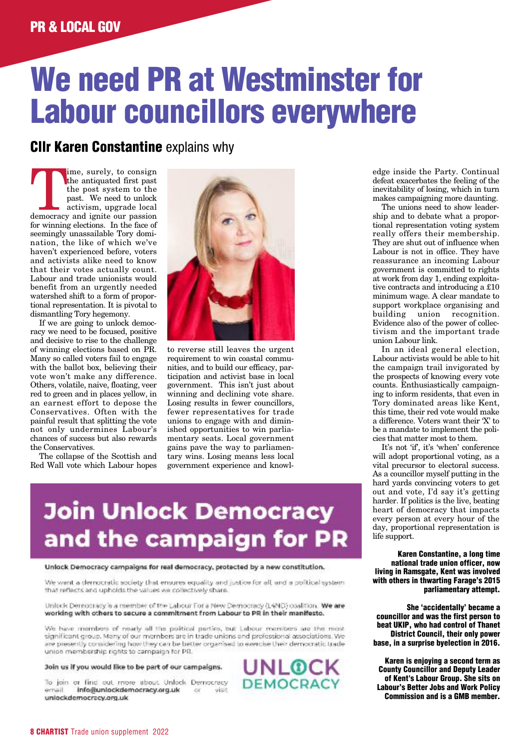# We need PR at Westminster for Labour councillors everywhere

## **Cllr Karen Constantine** explains why

Time, surely, to consign the antiquated first past the post system to the past. We need to unlock activism, upgrade local democracy and ignite our passion for winning elections. In the face of seemingly unassailable Tory domination, the like of which we've haven't experienced before, voters and activists alike need to know that their votes actually count. Labour and trade unionists would benefit from an urgently needed watershed shift to a form of proportional representation. It is pivotal to dismantling Tory hegemony.

If we are going to unlock democracy we need to be focused, positive and decisive to rise to the challenge of winning elections based on PR. Many so called voters fail to engage with the ballot box, believing their vote won't make any difference. Others, volatile, naive, floating, veer red to green and in places yellow, in an earnest effort to depose the Conservatives. Often with the painful result that splitting the vote not only undermines Labour's chances of success but also rewards the Conservatives.

The collapse of the Scottish and Red Wall vote which Labour hopes to reverse still leaves the urgent requirement to win coastal communities, and to build our efficacy, participation and activist base in local government. This isn't just about winning and declining vote share. Losing results in fewer councillors, fewer representatives for trade unions to engage with and diminished opportunities to win parliamentary seats. Local government gains pave the way to parliamentary wins. Losing means less local government experience and knowledge inside the Party. Continual defeat exacerbates the feeling of the inevitability of losing, which in turn makes campaigning more daunting.

The unions need to show leadership and to debate what a proportional representation voting system really offers their membership. They are shut out of influence when Labour is not in office. They have reassurance an incoming Labour government is committed to rights at work from day 1, ending exploitative contracts and introducing a £10 minimum wage. A clear mandate to support workplace organising and building union recognition. Evidence also of the power of collectivism and the important trade union Labour link.

In an ideal general election, Labour activists would be able to hit the campaign trail invigorated by the prospects of knowing every vote counts. Enthusiastically campaigning to inform residents, that even in Tory dominated areas like Kent, this time, their red vote would make a difference. Voters want their 'X' to be a mandate to implement the policies that matter most to them.

It's not 'if', it's 'when' conference will adopt proportional voting, as a vital precursor to electoral success. As a councillor myself putting in the hard yards convincing voters to get out and vote, I'd say it's getting harder. If politics is the live, beating heart of democracy that impacts every person at every hour of the day, proportional representation is life support.

**Karen Constantine, a long time national trade union officer, now living in Ramsgate, Kent was involved with others in thwarting Farage's 2015 parliamentary attempt.**

**She 'accidentally' became a councillor and was the first person to beat UKIP, who had control of Thanet District Council, their only power base, in a surprise byelection in 2016.**

**Karen is enjoying a second term as County Councillor and Deputy Leader of Kent's Labour Group. She sits on Labour's Better Jobs and Work Policy Commission and is a GMB member.**

---

## Join Unlock Democracy and the campaign for PR

**Unlock Democracy campaigns for real democracy, protected by a new constitution.**

We want a democratic society that ensures equality and justice for all and a political system that reflects and upholds the values we collectively share.

Unlock Democracy is a member of the Labour For a New Democracy (L4ND) coalition. **We are working with others to secure a commitment from Labour to PR in their manifesto.**

We have members of nearly all the political parties, but Labour members are the most significant group. Many of our members are in trade unions and professional associations. We are presently considering how they can be better organised to exercise their democratic trade union membership rights to campaign for PR.

**Join us if you would like to be part of our campaigns.**

To join or find out more about Unlock Democracy email **info@unlockdemocracy.org.uk** or visit **unlockdemocracy.org.uk**

UNLOCK DEMOCRACY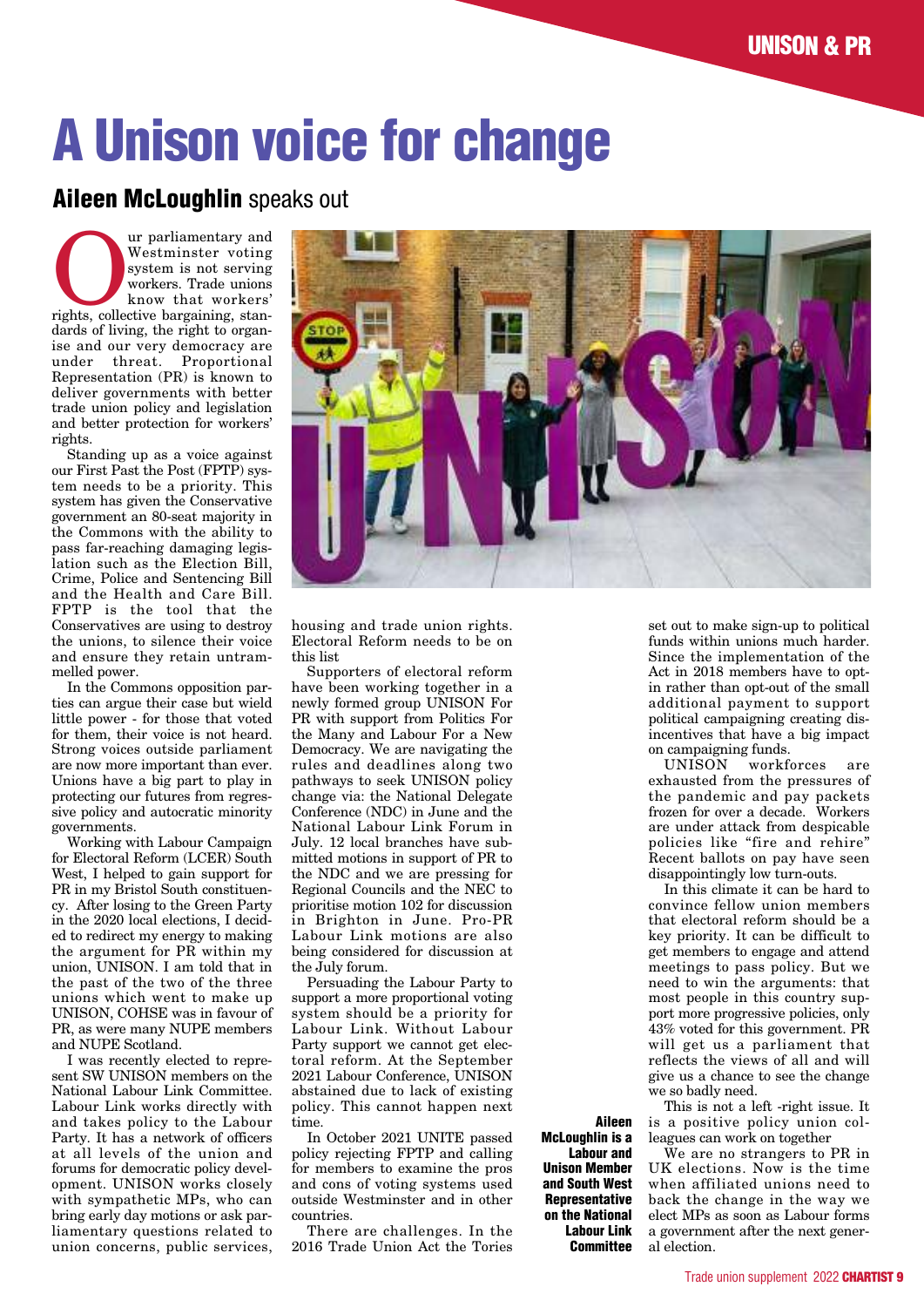# A Unison voice for change

## Aileen McLoughlin speaks out

Our parliamentary and Westminster voting system is not serving workers. Trade unions know that workers' rights, collective bargaining, standards of living, the right to organise and our very democracy are under threat. Proportional Representation (PR) is known to deliver governments with better trade union policy and legislation and better protection for workers' rights.

Standing up as a voice against our First Past the Post (FPTP) system needs to be a priority. This system has given the Conservative government an 80-seat majority in the Commons with the ability to pass far-reaching damaging legislation such as the Election Bill, Crime, Police and Sentencing Bill and the Health and Care Bill. FPTP is the tool that the Conservatives are using to destroy the unions, to silence their voice and ensure they retain untrammelled power.

In the Commons opposition parties can argue their case but wield little power - for those that voted for them, their voice is not heard. Strong voices outside parliament are now more important than ever. Unions have a big part to play in protecting our futures from regressive policy and autocratic minority governments.

Working with Labour Campaign for Electoral Reform (LCER) South West, I helped to gain support for PR in my Bristol South constituency. After losing to the Green Party in the 2020 local elections, I decided to redirect my energy to making the argument for PR within my union, UNISON. I am told that in the past of the two of the three unions which went to make up UNISON, COHSE was in favour of PR, as were many NUPE members and NUPE Scotland.

I was recently elected to represent SW UNISON members on the National Labour Link Committee. Labour Link works directly with and takes policy to the Labour Party. It has a network of officers at all levels of the union and forums for democratic policy development. UNISON works closely with sympathetic MPs, who can bring early day motions or ask parliamentary questions related to union concerns, public services, housing and trade union rights. Electoral Reform needs to be on this list

Supporters of electoral reform have been working together in a newly formed group UNISON For PR with support from Politics For the Many and Labour For a New Democracy. We are navigating the rules and deadlines along two pathways to seek UNISON policy change via: the National Delegate Conference (NDC) in June and the National Labour Link Forum in July. 12 local branches have submitted motions in support of PR to the NDC and we are pressing for Regional Councils and the NEC to prioritise motion 102 for discussion in Brighton in June. Pro-PR Labour Link motions are also being considered for discussion at the July forum.

Persuading the Labour Party to support a more proportional voting system should be a priority for Labour Link. Without Labour Party support we cannot get electoral reform. At the September 2021 Labour Conference, UNISON abstained due to lack of existing policy. This cannot happen next time.

In October 2021 UNITE passed policy rejecting FPTP and calling for members to examine the pros and cons of voting systems used outside Westminster and in other countries.

There are challenges. In the 2016 Trade Union Act the Tories set out to make sign-up to political funds within unions much harder. Since the implementation of the Act in 2018 members have to opt-in rather than opt-out of the small additional payment to support political campaigning creating disincentives that have a big impact on campaigning funds.

UNISON workforces are exhausted from the pressures of the pandemic and pay packets frozen for over a decade. Workers are under attack from despicable policies like "fire and rehire" Recent ballots on pay have seen disappointingly low turn-outs.

In this climate it can be hard to convince fellow union members that electoral reform should be a key priority. It can be difficult to get members to engage and attend meetings to pass policy. But we need to win the arguments: that most people in this country support more progressive policies, only 43% voted for this government. PR will get us a parliament that reflects the views of all and will give us a chance to see the change we so badly need.

This is not a left -right issue. It is a positive policy union colleagues can work on together

We are no strangers to PR in UK elections. Now is the time when affiliated unions need to back the change in the way we elect MPs as soon as Labour forms a government after the next general election.

**Aileen McLoughlin is a Labour and Unison Member and South West Representative on the National Labour Link Committee**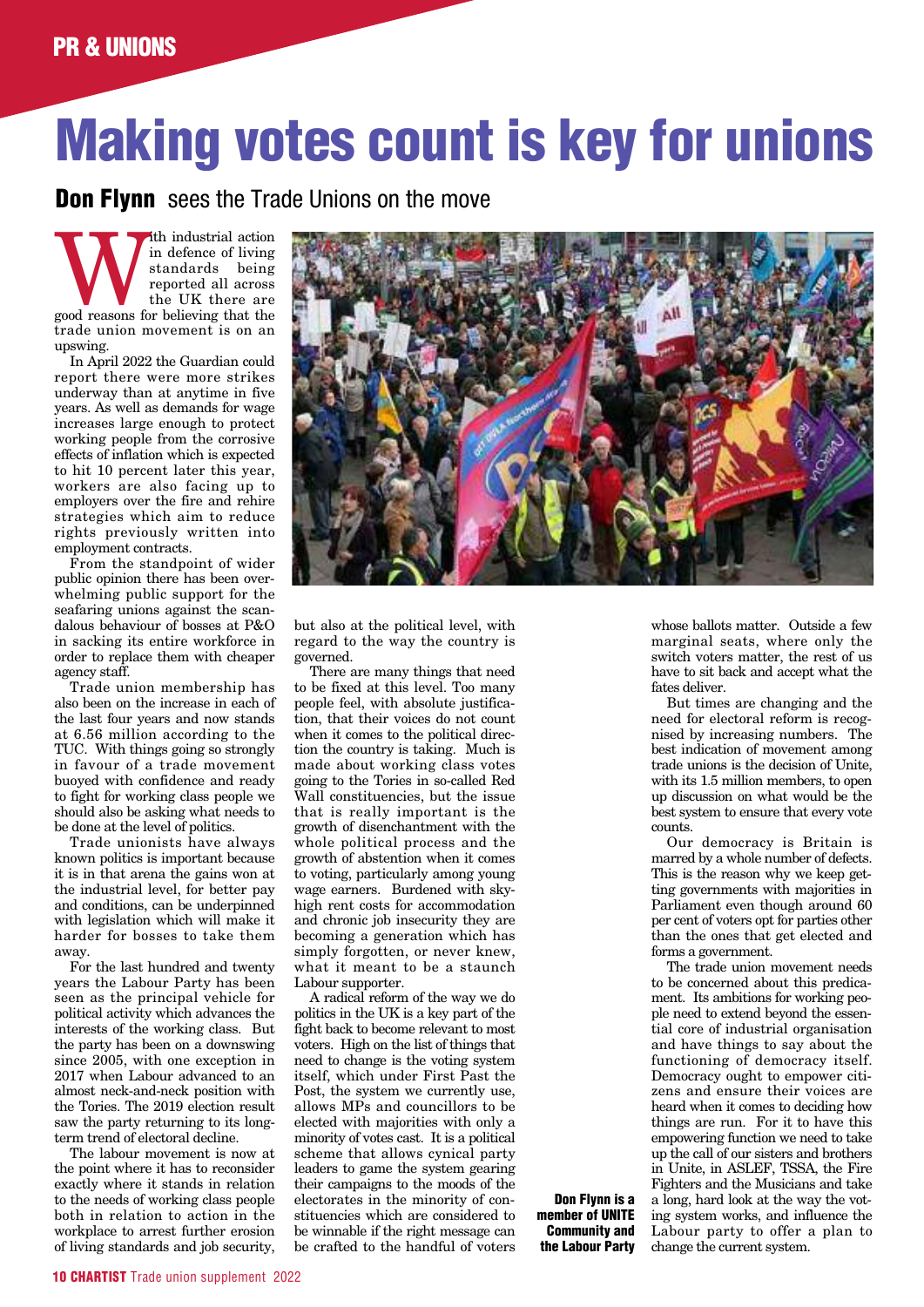PR & UNIONS

# Making votes count is key for unions

**Don Flynn** sees the Trade Unions on the move

With industrial action in defence of living standards being reported all across the UK there are good reasons for believing that the trade union movement is on an upswing.

In April 2022 the Guardian could report there were more strikes underway than at anytime in five years. As well as demands for wage increases large enough to protect working people from the corrosive effects of inflation which is expected to hit 10 percent later this year, workers are also facing up to employers over the fire and rehire strategies which aim to reduce rights previously written into employment contracts.

From the standpoint of wider public opinion there has been overwhelming public support for the seafaring unions against the scandalous behaviour of bosses at P&O in sacking its entire workforce in order to replace them with cheaper agency staff.

Trade union membership has also been on the increase in each of the last four years and now stands at 6.56 million according to the TUC. With things going so strongly in favour of a trade movement buoyed with confidence and ready to fight for working class people we should also be asking what needs to be done at the level of politics.

Trade unionists have always known politics is important because it is in that arena the gains won at the industrial level, for better pay and conditions, can be underpinned with legislation which will make it harder for bosses to take them away.

For the last hundred and twenty years the Labour Party has been seen as the principal vehicle for political activity which advances the interests of the working class. But the party has been on a downswing since 2005, with one exception in 2017 when Labour advanced to an almost neck-and-neck position with the Tories. The 2019 election result saw the party returning to its long-term trend of electoral decline.

The labour movement is now at the point where it has to reconsider exactly where it stands in relation to the needs of working class people both in relation to action in the workplace to arrest further erosion of living standards and job security, but also at the political level, with regard to the way the country is governed.

There are many things that need to be fixed at this level. Too many people feel, with absolute justification, that their voices do not count when it comes to the political direction the country is taking. Much is made about working class votes going to the Tories in so-called Red Wall constituencies, but the issue that is really important is the growth of disenchantment with the whole political process and the growth of abstention when it comes to voting, particularly among young wage earners. Burdened with sky-high rent costs for accommodation and chronic job insecurity they are becoming a generation which has simply forgotten, or never knew, what it meant to be a staunch Labour supporter.

A radical reform of the way we do politics in the UK is a key part of the fight back to become relevant to most voters. High on the list of things that need to change is the voting system itself, which under First Past the Post, the system we currently use, allows MPs and councillors to be elected with majorities with only a minority of votes cast. It is a political scheme that allows cynical party leaders to game the system gearing their campaigns to the moods of the electorates in the minority of constituencies which are considered to be winnable if the right message can be crafted to the handful of voters whose ballots matter. Outside a few marginal seats, where only the switch voters matter, the rest of us have to sit back and accept what the fates deliver.

But times are changing and the need for electoral reform is recognised by increasing numbers. The best indication of movement among trade unions is the decision of Unite, with its 1.5 million members, to open up discussion on what would be the best system to ensure that every vote counts.

Our democracy is Britain is marred by a whole number of defects. This is the reason why we keep getting governments with majorities in Parliament even though around 60 per cent of voters opt for parties other than the ones that get elected and forms a government.

The trade union movement needs to be concerned about this predicament. Its ambitions for working people need to extend beyond the essential core of industrial organisation and have things to say about the functioning of democracy itself. Democracy ought to empower citizens and ensure their voices are heard when it comes to deciding how things are run. For it to have this empowering function we need to take up the call of our sisters and brothers in Unite, in ASLEF, TSSA, the Fire Fighters and the Musicians and take a long, hard look at the way the voting system works, and influence the Labour party to offer a plan to change the current system.

**Don Flynn is a member of UNITE Community and the Labour Party**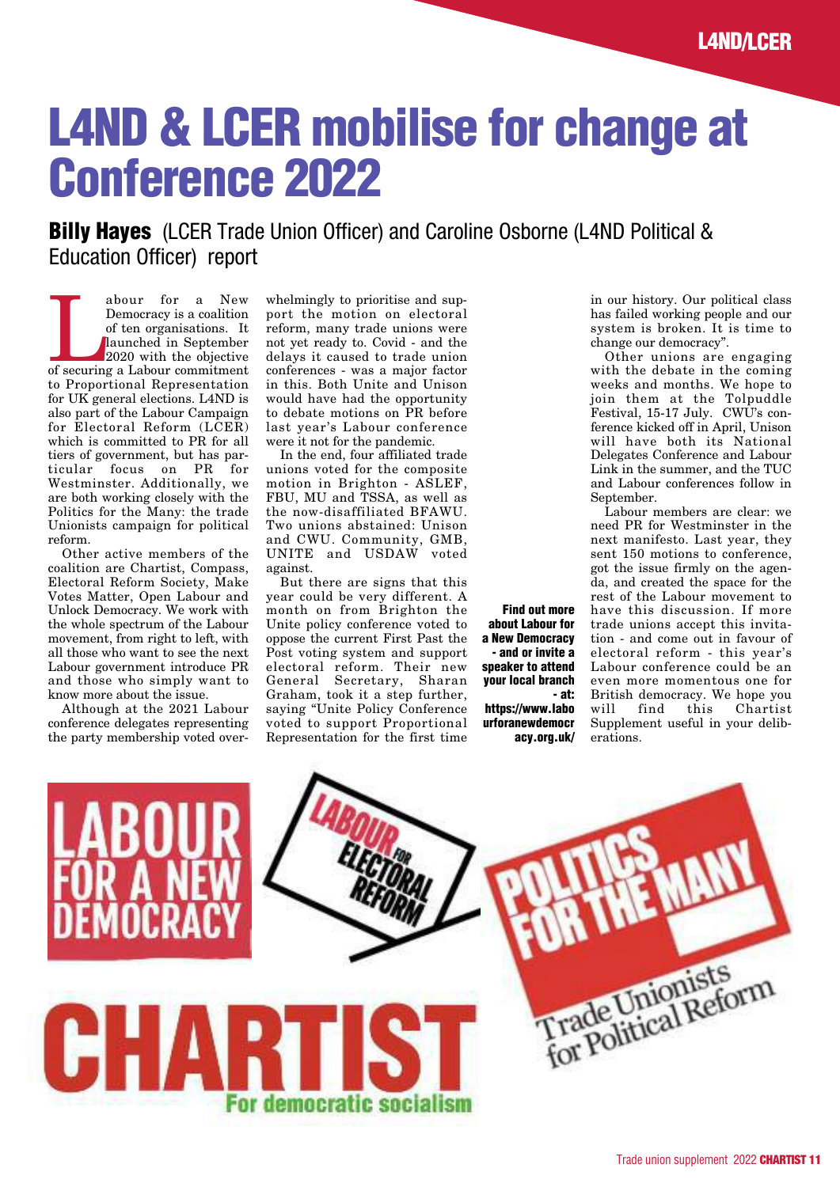# L4ND & LCER mobilise for change at Conference 2022

**Billy Hayes** (LCER Trade Union Officer) and Caroline Osborne (L4ND Political & Education Officer) report

Labour for a New Democracy is a coalition of ten organisations. It launched in September 2020 with the objective of securing a Labour commitment to Proportional Representation for UK general elections. L4ND is also part of the Labour Campaign for Electoral Reform (LCER) which is committed to PR for all tiers of government, but has particular focus on PR for Westminster. Additionally, we are both working closely with the Politics for the Many: the trade Unionists campaign for political reform.

Other active members of the coalition are Chartist, Compass, Electoral Reform Society, Make Votes Matter, Open Labour and Unlock Democracy. We work with the whole spectrum of the Labour movement, from right to left, with all those who want to see the next Labour government introduce PR and those who simply want to know more about the issue.

Although at the 2021 Labour conference delegates representing the party membership voted overwhelmingly to prioritise and support the motion on electoral reform, many trade unions were not yet ready to. Covid - and the delays it caused to trade union conferences - was a major factor in this. Both Unite and Unison would have had the opportunity to debate motions on PR before last year's Labour conference were it not for the pandemic.

In the end, four affiliated trade unions voted for the composite motion in Brighton - ASLEF, FBU, MU and TSSA, as well as the now-disaffiliated BFAWU. Two unions abstained: Unison and CWU. Community, GMB, UNITE and USDAW voted against.

But there are signs that this year could be very different. A month on from Brighton the Unite policy conference voted to oppose the current First Past the Post voting system and support electoral reform. Their new General Secretary, Sharan Graham, took it a step further, saying "Unite Policy Conference voted to support Proportional Representation for the first time in our history. Our political class has failed working people and our system is broken. It is time to change our democracy".

Other unions are engaging with the debate in the coming weeks and months. We hope to join them at the Tolpuddle Festival, 15-17 July. CWU's conference kicked off in April, Unison will have both its National Delegates Conference and Labour Link in the summer, and the TUC and Labour conferences follow in September.

Labour members are clear: we need PR for Westminster in the next manifesto. Last year, they sent 150 motions to conference, got the issue firmly on the agenda, and created the space for the rest of the Labour movement to have this discussion. If more trade unions accept this invitation - and come out in favour of electoral reform - this year's Labour conference could be an even more momentous one for British democracy. We hope you will find this Chartist Supplement useful in your deliberations.

**Find out more about Labour for a New Democracy - and or invite a speaker to attend your local branch - at: https://www.labourforanewdemocracy.org.uk/**

LABOUR FOR A NEW DEMOCRACY

LABOUR FOR ELECTORAL REFORM

POLITICS FOR THE MANY — Trade Unionists for Political Reform

CHARTIST — For democratic socialism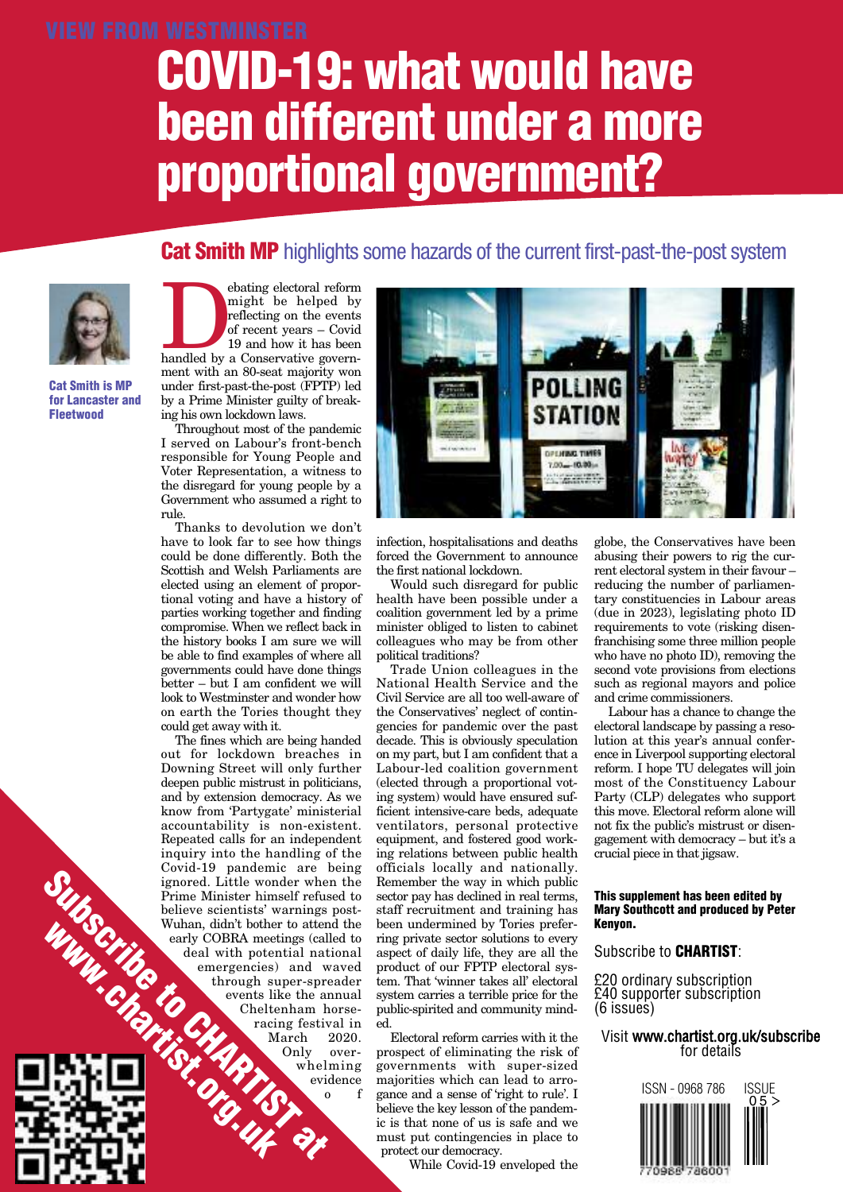VIEW FROM WESTMINSTER

# COVID-19: what would have been different under a more proportional government?

## Cat Smith MP highlights some hazards of the current first-past-the-post system

**Cat Smith is MP for Lancaster and Fleetwood**

Debating electoral reform might be helped by reflecting on the events of recent years – Covid 19 and how it has been handled by a Conservative government with an 80-seat majority won under first-past-the-post (FPTP) led by a Prime Minister guilty of breaking his own lockdown laws.

Throughout most of the pandemic I served on Labour's front-bench responsible for Young People and Voter Representation, a witness to the disregard for young people by a Government who assumed a right to rule.

Thanks to devolution we don't have to look far to see how things could be done differently. Both the Scottish and Welsh Parliaments are elected using an element of proportional voting and have a history of parties working together and finding compromise. When we reflect back in the history books I am sure we will be able to find examples of where all governments could have done things better – but I am confident we will look to Westminster and wonder how on earth the Tories thought they could get away with it.

The fines which are being handed out for lockdown breaches in Downing Street will only further deepen public mistrust in politicians, and by extension democracy. As we know from 'Partygate' ministerial accountability is non-existent. Repeated calls for an independent inquiry into the handling of the Covid-19 pandemic are being ignored. Little wonder when the Prime Minister himself refused to believe scientists' warnings post-Wuhan, didn't bother to attend the early COBRA meetings (called to deal with potential national emergencies) and waved through super-spreader events like the annual Cheltenham horse-racing festival in March 2020. Only overwhelming evidence of infection, hospitalisations and deaths forced the Government to announce the first national lockdown.

Would such disregard for public health have been possible under a coalition government led by a prime minister obliged to listen to cabinet colleagues who may be from other political traditions?

Trade Union colleagues in the National Health Service and the Civil Service are all too well-aware of the Conservatives' neglect of contingencies for pandemic over the past decade. This is obviously speculation on my part, but I am confident that a Labour-led coalition government (elected through a proportional voting system) would have ensured sufficient intensive-care beds, adequate ventilators, personal protective equipment, and fostered good working relations between public health officials locally and nationally. Remember the way in which public sector pay has declined in real terms, staff recruitment and training has been undermined by Tories preferring private sector solutions to every aspect of daily life, they are all the product of our FPTP electoral system. That 'winner takes all' electoral system carries a terrible price for the public-spirited and community minded.

Electoral reform carries with it the prospect of eliminating the risk of governments with super-sized majorities which can lead to arrogance and a sense of 'right to rule'. I believe the key lesson of the pandemic is that none of us is safe and we must put contingencies in place to protect our democracy.

While Covid-19 enveloped the globe, the Conservatives have been abusing their powers to rig the current electoral system in their favour – reducing the number of parliamentary constituencies in Labour areas (due in 2023), legislating photo ID requirements to vote (risking disenfranchising some three million people who have no photo ID), removing the second vote provisions from elections such as regional mayors and police and crime commissioners.

Labour has a chance to change the electoral landscape by passing a resolution at this year's annual conference in Liverpool supporting electoral reform. I hope TU delegates will join most of the Constituency Labour Party (CLP) delegates who support this move. Electoral reform alone will not fix the public's mistrust or disengagement with democracy – but it's a crucial piece in that jigsaw.

**This supplement has been edited by Mary Southcott and produced by Peter Kenyon.**

Subscribe to **CHARTIST**:

£20 ordinary subscription
£40 supporter subscription
(6 issues)

Visit **www.chartist.org.uk/subscribe** for details

Subscribe to CHARTIST at www.chartist.org.uk

ISSN - 0968 786